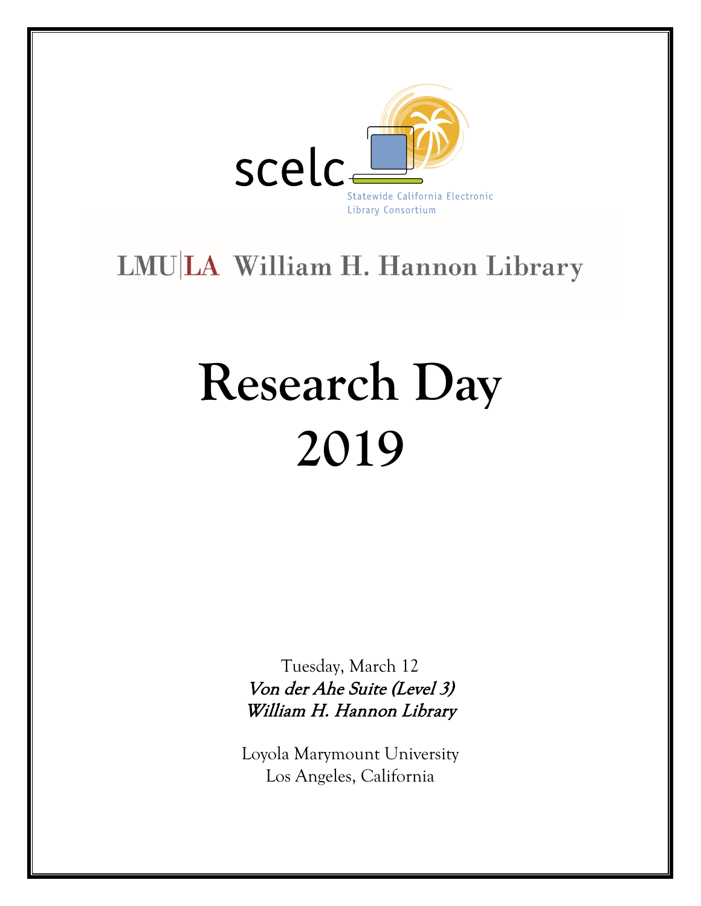scelc

Statewide California Electronic Library Consortium

LMU|LA William H. Hannon Library

# Research Day 2019

Tuesday, March 12

*Von der Ahe Suite (Level 3)*

*William H. Hannon Library*

Loyola Marymount University

Los Angeles, California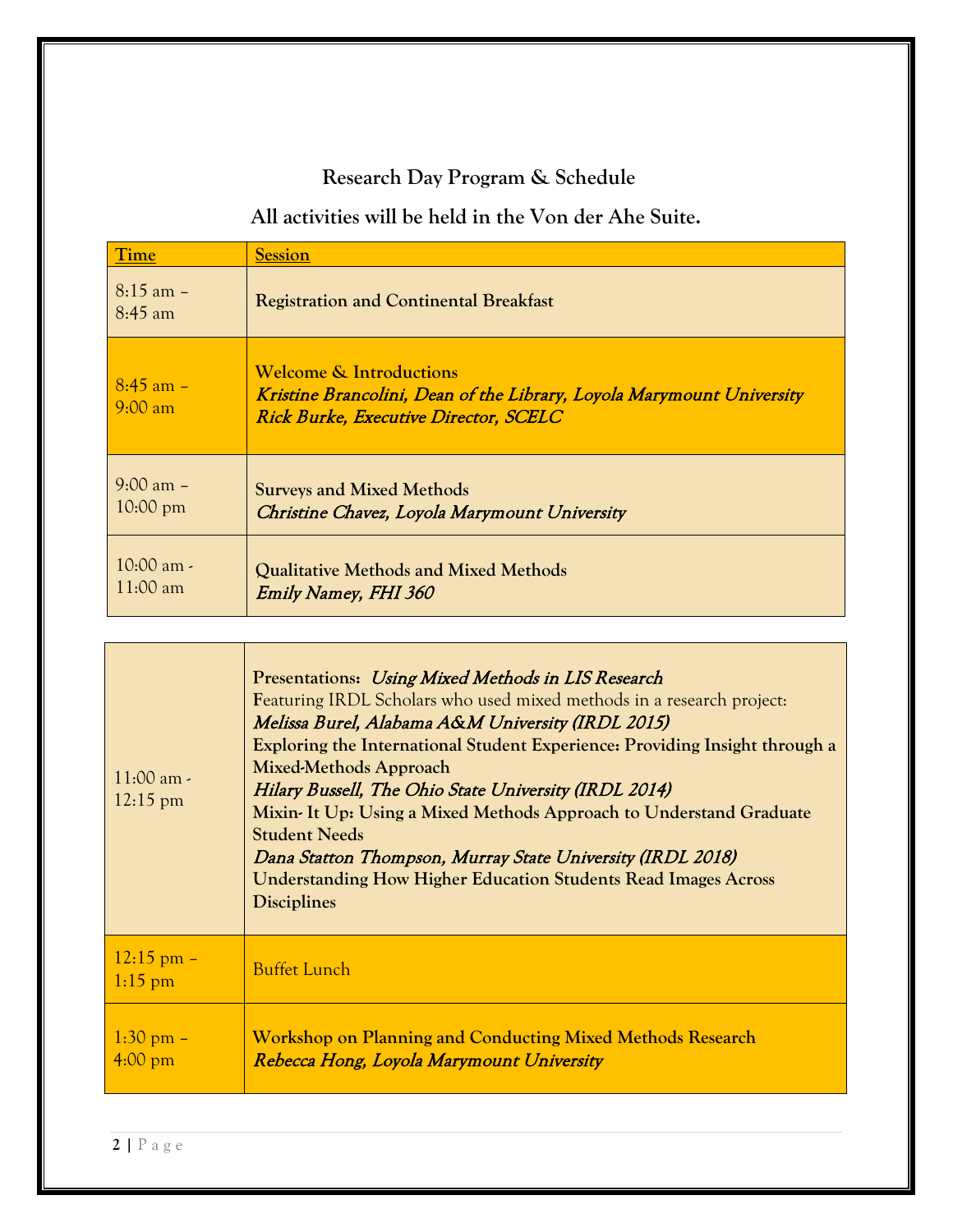## Research Day Program & Schedule

**All activities will be held in the Von der Ahe Suite.**

| Time | Session |
|---|---|
| 8:15 am – 8:45 am | **Registration and Continental Breakfast** |
| 8:45 am – 9:00 am | **Welcome & Introductions**<br>***Kristine Brancolini, Dean of the Library, Loyola Marymount University***<br>***Rick Burke, Executive Director, SCELC*** |
| 9:00 am – 10:00 pm | **Surveys and Mixed Methods**<br>***Christine Chavez, Loyola Marymount University*** |
| 10:00 am - 11:00 am | **Qualitative Methods and Mixed Methods**<br>***Emily Namey, FHI 360*** |
| 11:00 am - 12:15 pm | **Presentations:** ***Using Mixed Methods in LIS Research***<br>Featuring IRDL Scholars who used mixed methods in a research project:<br>***Melissa Burel, Alabama A&M University (IRDL 2015)***<br>**Exploring the International Student Experience: Providing Insight through a Mixed-Methods Approach**<br>***Hilary Bussell, The Ohio State University (IRDL 2014)***<br>**Mixin- It Up: Using a Mixed Methods Approach to Understand Graduate Student Needs**<br>***Dana Statton Thompson, Murray State University (IRDL 2018)***<br>**Understanding How Higher Education Students Read Images Across Disciplines** |
| 12:15 pm – 1:15 pm | Buffet Lunch |
| 1:30 pm – 4:00 pm | **Workshop on Planning and Conducting Mixed Methods Research**<br>***Rebecca Hong, Loyola Marymount University*** |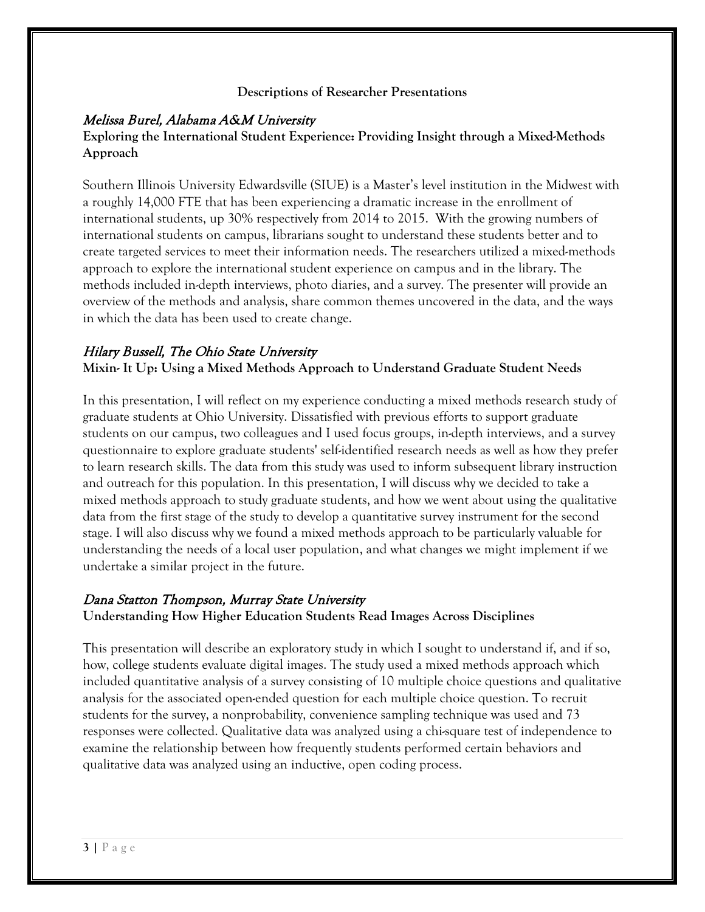## Descriptions of Researcher Presentations

### *Melissa Burel, Alabama A&M University*

**Exploring the International Student Experience: Providing Insight through a Mixed-Methods Approach**

Southern Illinois University Edwardsville (SIUE) is a Master's level institution in the Midwest with a roughly 14,000 FTE that has been experiencing a dramatic increase in the enrollment of international students, up 30% respectively from 2014 to 2015. With the growing numbers of international students on campus, librarians sought to understand these students better and to create targeted services to meet their information needs. The researchers utilized a mixed-methods approach to explore the international student experience on campus and in the library. The methods included in-depth interviews, photo diaries, and a survey. The presenter will provide an overview of the methods and analysis, share common themes uncovered in the data, and the ways in which the data has been used to create change.

### *Hilary Bussell, The Ohio State University*

**Mixin- It Up: Using a Mixed Methods Approach to Understand Graduate Student Needs**

In this presentation, I will reflect on my experience conducting a mixed methods research study of graduate students at Ohio University. Dissatisfied with previous efforts to support graduate students on our campus, two colleagues and I used focus groups, in-depth interviews, and a survey questionnaire to explore graduate students' self-identified research needs as well as how they prefer to learn research skills. The data from this study was used to inform subsequent library instruction and outreach for this population. In this presentation, I will discuss why we decided to take a mixed methods approach to study graduate students, and how we went about using the qualitative data from the first stage of the study to develop a quantitative survey instrument for the second stage. I will also discuss why we found a mixed methods approach to be particularly valuable for understanding the needs of a local user population, and what changes we might implement if we undertake a similar project in the future.

### *Dana Statton Thompson, Murray State University*

**Understanding How Higher Education Students Read Images Across Disciplines**

This presentation will describe an exploratory study in which I sought to understand if, and if so, how, college students evaluate digital images. The study used a mixed methods approach which included quantitative analysis of a survey consisting of 10 multiple choice questions and qualitative analysis for the associated open-ended question for each multiple choice question. To recruit students for the survey, a nonprobability, convenience sampling technique was used and 73 responses were collected. Qualitative data was analyzed using a chi-square test of independence to examine the relationship between how frequently students performed certain behaviors and qualitative data was analyzed using an inductive, open coding process.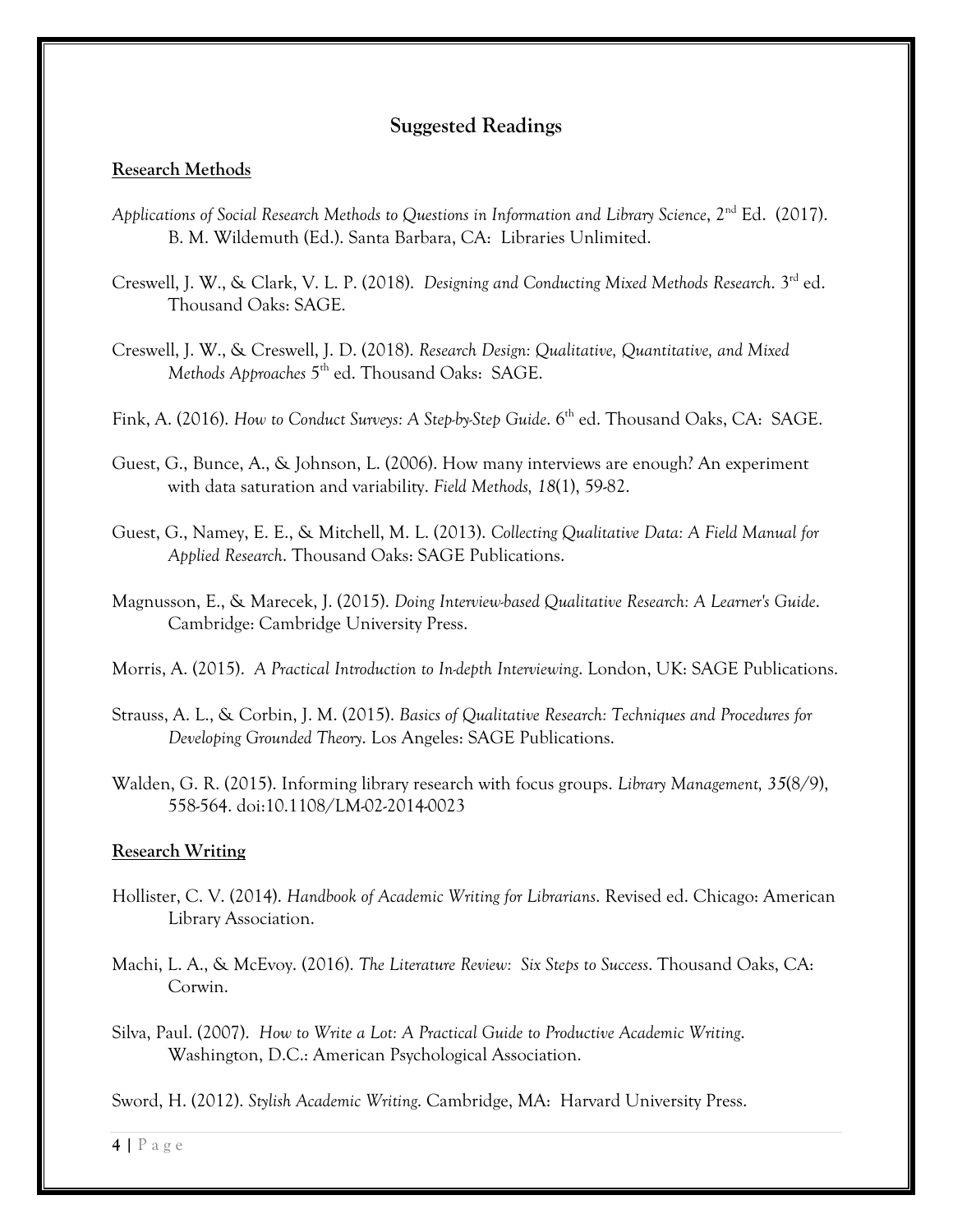## Suggested Readings

### Research Methods

*Applications of Social Research Methods to Questions in Information and Library Science*, 2nd Ed. (2017). B. M. Wildemuth (Ed.). Santa Barbara, CA: Libraries Unlimited.

Creswell, J. W., & Clark, V. L. P. (2018). *Designing and Conducting Mixed Methods Research*. 3rd ed. Thousand Oaks: SAGE.

Creswell, J. W., & Creswell, J. D. (2018). *Research Design: Qualitative, Quantitative, and Mixed Methods Approaches* 5th ed. Thousand Oaks: SAGE.

Fink, A. (2016). *How to Conduct Surveys: A Step-by-Step Guide*. 6th ed. Thousand Oaks, CA: SAGE.

Guest, G., Bunce, A., & Johnson, L. (2006). How many interviews are enough? An experiment with data saturation and variability. *Field Methods, 18*(1), 59-82.

Guest, G., Namey, E. E., & Mitchell, M. L. (2013). *Collecting Qualitative Data: A Field Manual for Applied Research*. Thousand Oaks: SAGE Publications.

Magnusson, E., & Marecek, J. (2015). *Doing Interview-based Qualitative Research: A Learner's Guide*. Cambridge: Cambridge University Press.

Morris, A. (2015). *A Practical Introduction to In-depth Interviewing*. London, UK: SAGE Publications.

Strauss, A. L., & Corbin, J. M. (2015). *Basics of Qualitative Research: Techniques and Procedures for Developing Grounded Theory*. Los Angeles: SAGE Publications.

Walden, G. R. (2015). Informing library research with focus groups. *Library Management, 35*(8/9), 558-564. doi:10.1108/LM-02-2014-0023

### Research Writing

Hollister, C. V. (2014). *Handbook of Academic Writing for Librarians*. Revised ed. Chicago: American Library Association.

Machi, L. A., & McEvoy. (2016). *The Literature Review: Six Steps to Success*. Thousand Oaks, CA: Corwin.

Silva, Paul. (2007). *How to Write a Lot: A Practical Guide to Productive Academic Writing*. Washington, D.C.: American Psychological Association.

Sword, H. (2012). *Stylish Academic Writing*. Cambridge, MA: Harvard University Press.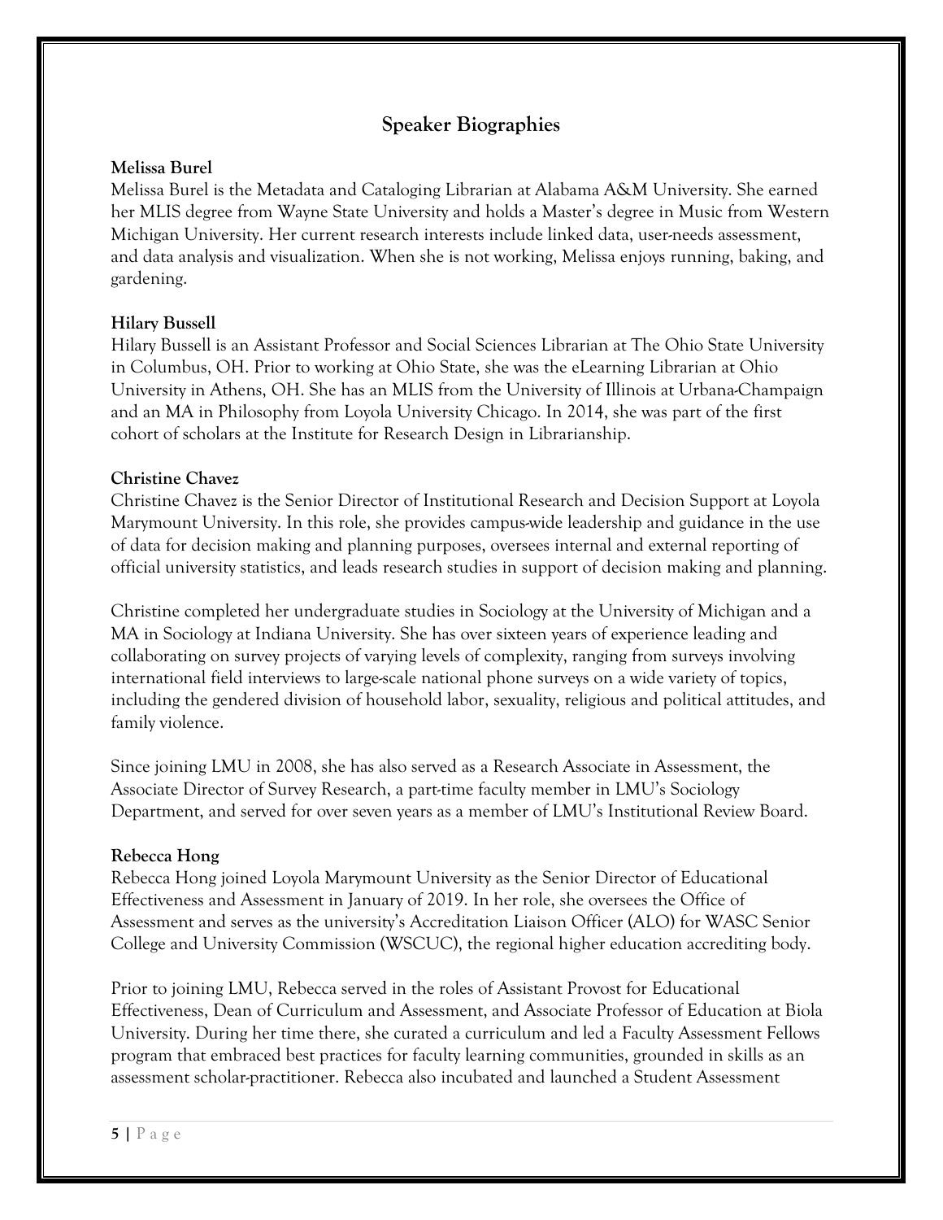## Speaker Biographies

**Melissa Burel**
Melissa Burel is the Metadata and Cataloging Librarian at Alabama A&M University. She earned her MLIS degree from Wayne State University and holds a Master's degree in Music from Western Michigan University. Her current research interests include linked data, user-needs assessment, and data analysis and visualization. When she is not working, Melissa enjoys running, baking, and gardening.

**Hilary Bussell**
Hilary Bussell is an Assistant Professor and Social Sciences Librarian at The Ohio State University in Columbus, OH. Prior to working at Ohio State, she was the eLearning Librarian at Ohio University in Athens, OH. She has an MLIS from the University of Illinois at Urbana-Champaign and an MA in Philosophy from Loyola University Chicago. In 2014, she was part of the first cohort of scholars at the Institute for Research Design in Librarianship.

**Christine Chavez**
Christine Chavez is the Senior Director of Institutional Research and Decision Support at Loyola Marymount University. In this role, she provides campus-wide leadership and guidance in the use of data for decision making and planning purposes, oversees internal and external reporting of official university statistics, and leads research studies in support of decision making and planning.

Christine completed her undergraduate studies in Sociology at the University of Michigan and a MA in Sociology at Indiana University. She has over sixteen years of experience leading and collaborating on survey projects of varying levels of complexity, ranging from surveys involving international field interviews to large-scale national phone surveys on a wide variety of topics, including the gendered division of household labor, sexuality, religious and political attitudes, and family violence.

Since joining LMU in 2008, she has also served as a Research Associate in Assessment, the Associate Director of Survey Research, a part-time faculty member in LMU's Sociology Department, and served for over seven years as a member of LMU's Institutional Review Board.

**Rebecca Hong**
Rebecca Hong joined Loyola Marymount University as the Senior Director of Educational Effectiveness and Assessment in January of 2019. In her role, she oversees the Office of Assessment and serves as the university's Accreditation Liaison Officer (ALO) for WASC Senior College and University Commission (WSCUC), the regional higher education accrediting body.

Prior to joining LMU, Rebecca served in the roles of Assistant Provost for Educational Effectiveness, Dean of Curriculum and Assessment, and Associate Professor of Education at Biola University. During her time there, she curated a curriculum and led a Faculty Assessment Fellows program that embraced best practices for faculty learning communities, grounded in skills as an assessment scholar-practitioner. Rebecca also incubated and launched a Student Assessment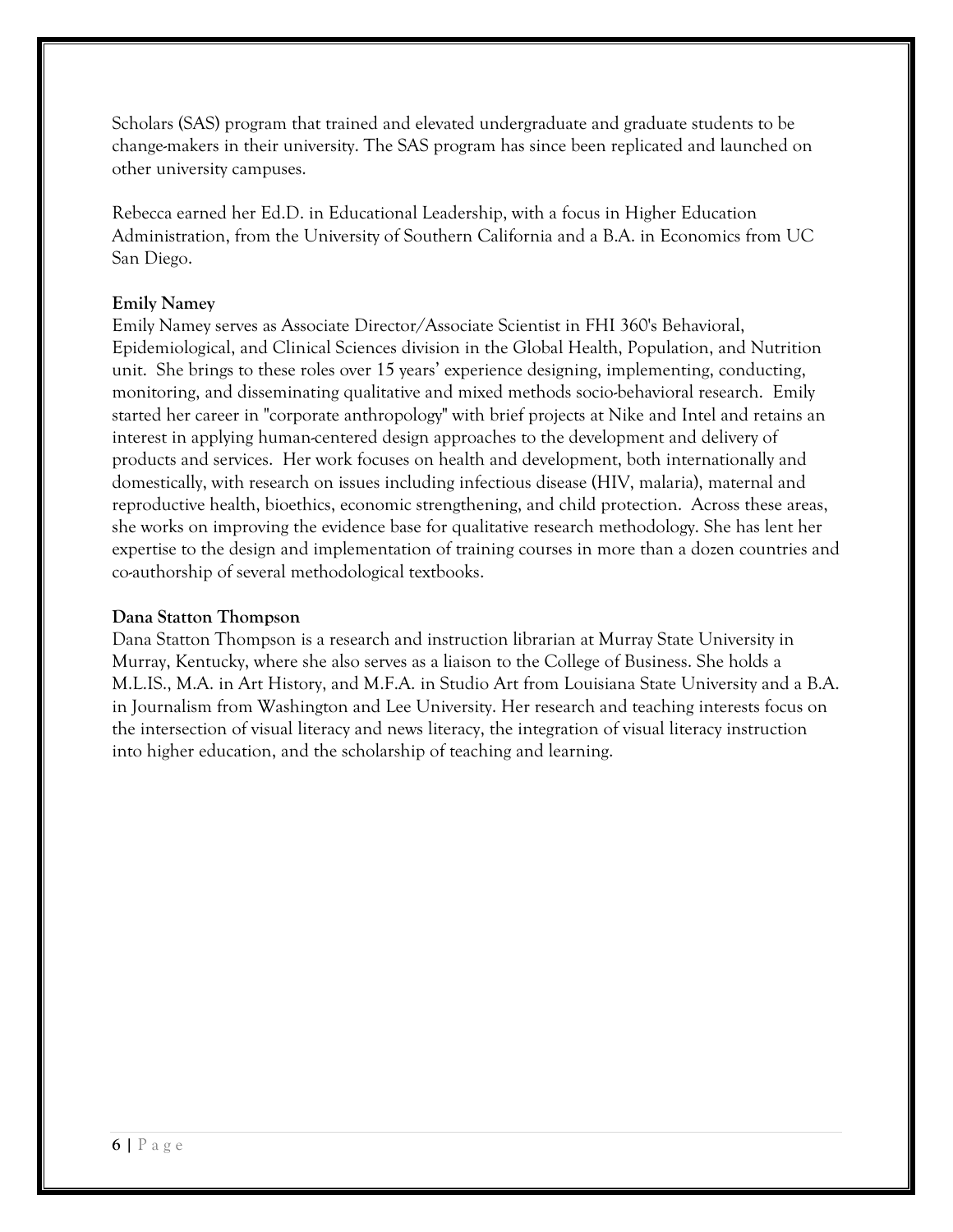Scholars (SAS) program that trained and elevated undergraduate and graduate students to be change-makers in their university. The SAS program has since been replicated and launched on other university campuses.

Rebecca earned her Ed.D. in Educational Leadership, with a focus in Higher Education Administration, from the University of Southern California and a B.A. in Economics from UC San Diego.

**Emily Namey**

Emily Namey serves as Associate Director/Associate Scientist in FHI 360's Behavioral, Epidemiological, and Clinical Sciences division in the Global Health, Population, and Nutrition unit. She brings to these roles over 15 years' experience designing, implementing, conducting, monitoring, and disseminating qualitative and mixed methods socio-behavioral research. Emily started her career in "corporate anthropology" with brief projects at Nike and Intel and retains an interest in applying human-centered design approaches to the development and delivery of products and services. Her work focuses on health and development, both internationally and domestically, with research on issues including infectious disease (HIV, malaria), maternal and reproductive health, bioethics, economic strengthening, and child protection. Across these areas, she works on improving the evidence base for qualitative research methodology. She has lent her expertise to the design and implementation of training courses in more than a dozen countries and co-authorship of several methodological textbooks.

**Dana Statton Thompson**

Dana Statton Thompson is a research and instruction librarian at Murray State University in Murray, Kentucky, where she also serves as a liaison to the College of Business. She holds a M.L.IS., M.A. in Art History, and M.F.A. in Studio Art from Louisiana State University and a B.A. in Journalism from Washington and Lee University. Her research and teaching interests focus on the intersection of visual literacy and news literacy, the integration of visual literacy instruction into higher education, and the scholarship of teaching and learning.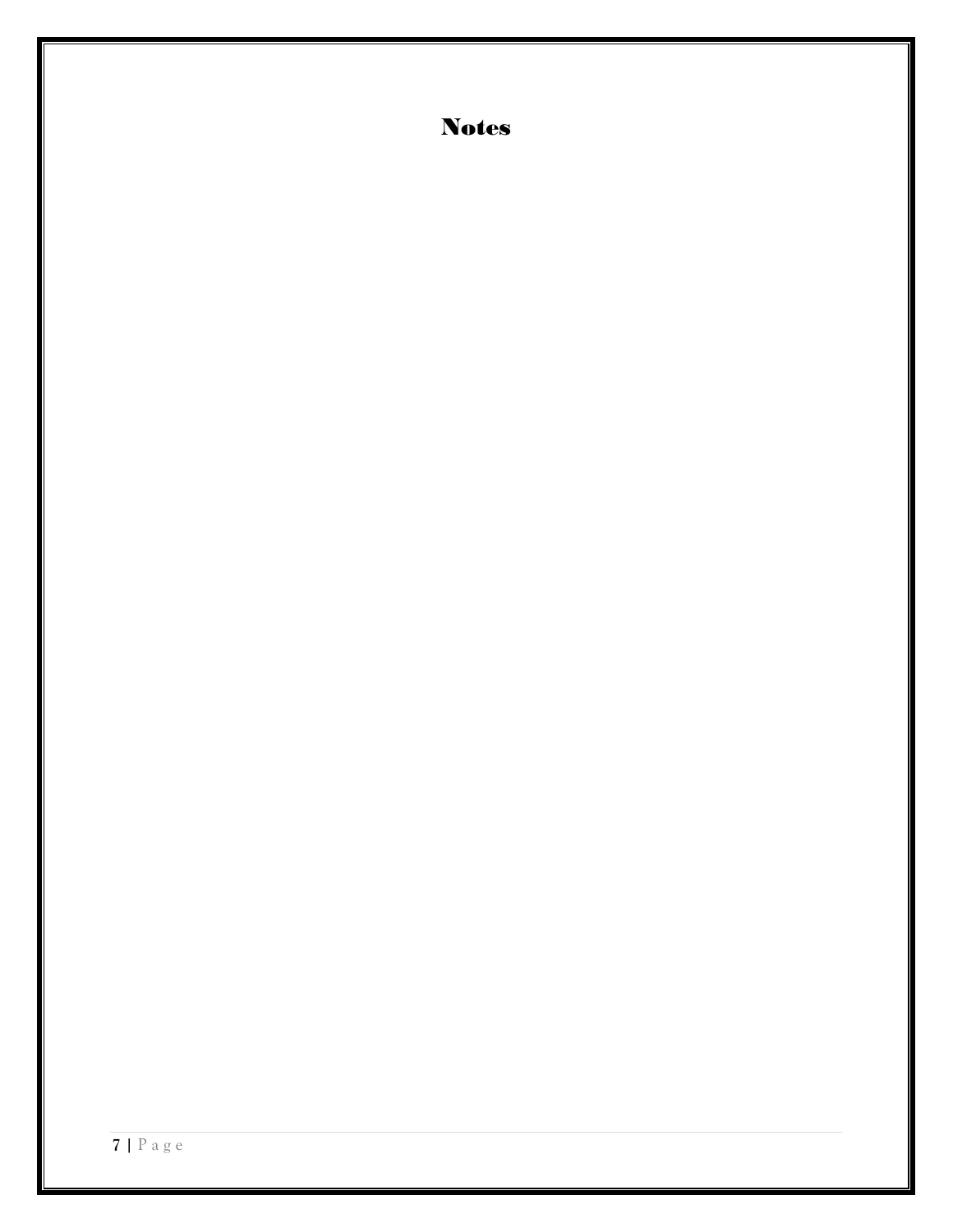# Notes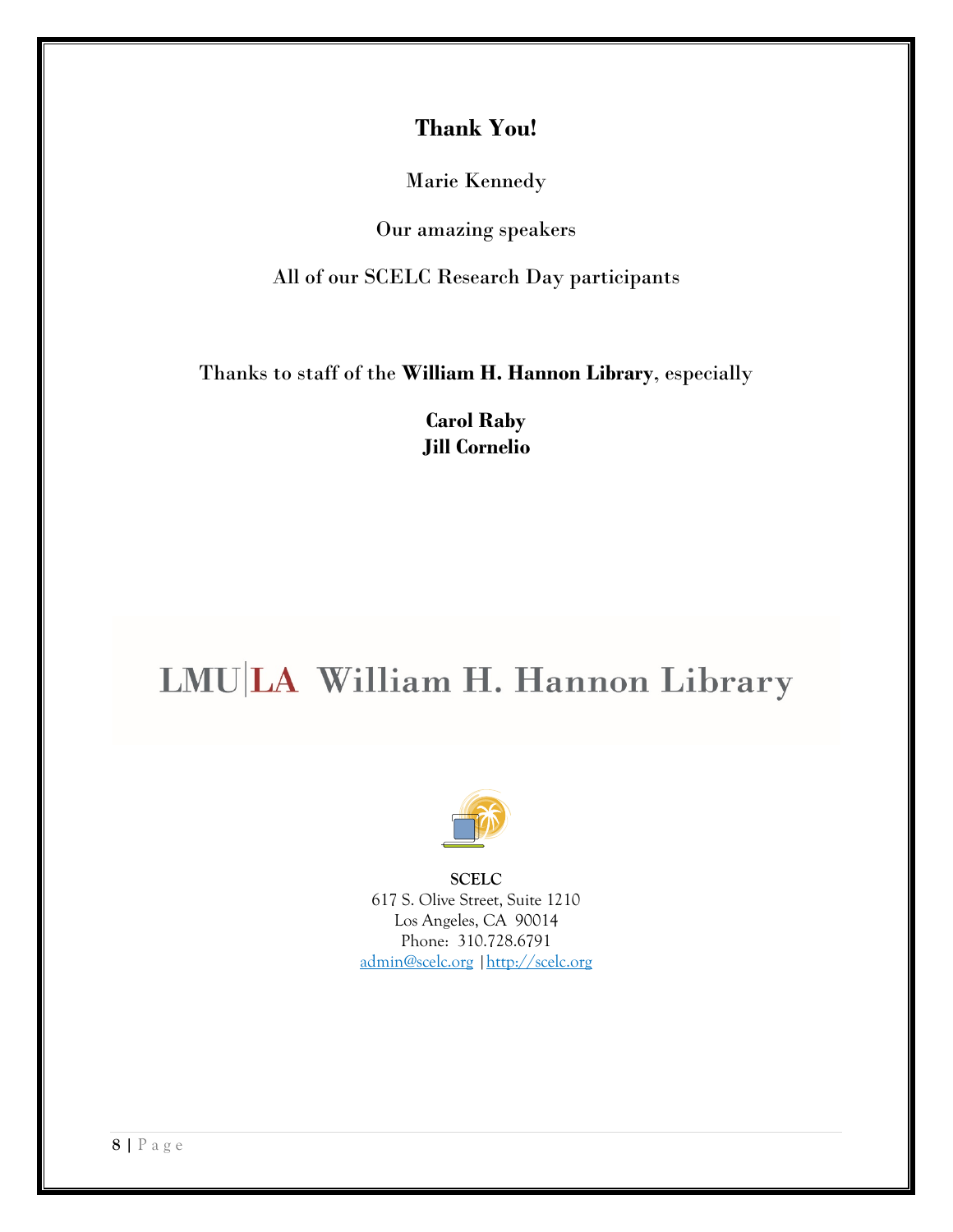# Thank You!

Marie Kennedy

Our amazing speakers

All of our SCELC Research Day participants

Thanks to staff of the **William H. Hannon Library**, especially

**Carol Raby**
**Jill Cornelio**

LMU|LA William H. Hannon Library

**SCELC**
617 S. Olive Street, Suite 1210
Los Angeles, CA 90014
Phone: 310.728.6791
admin@scelc.org | http://scelc.org